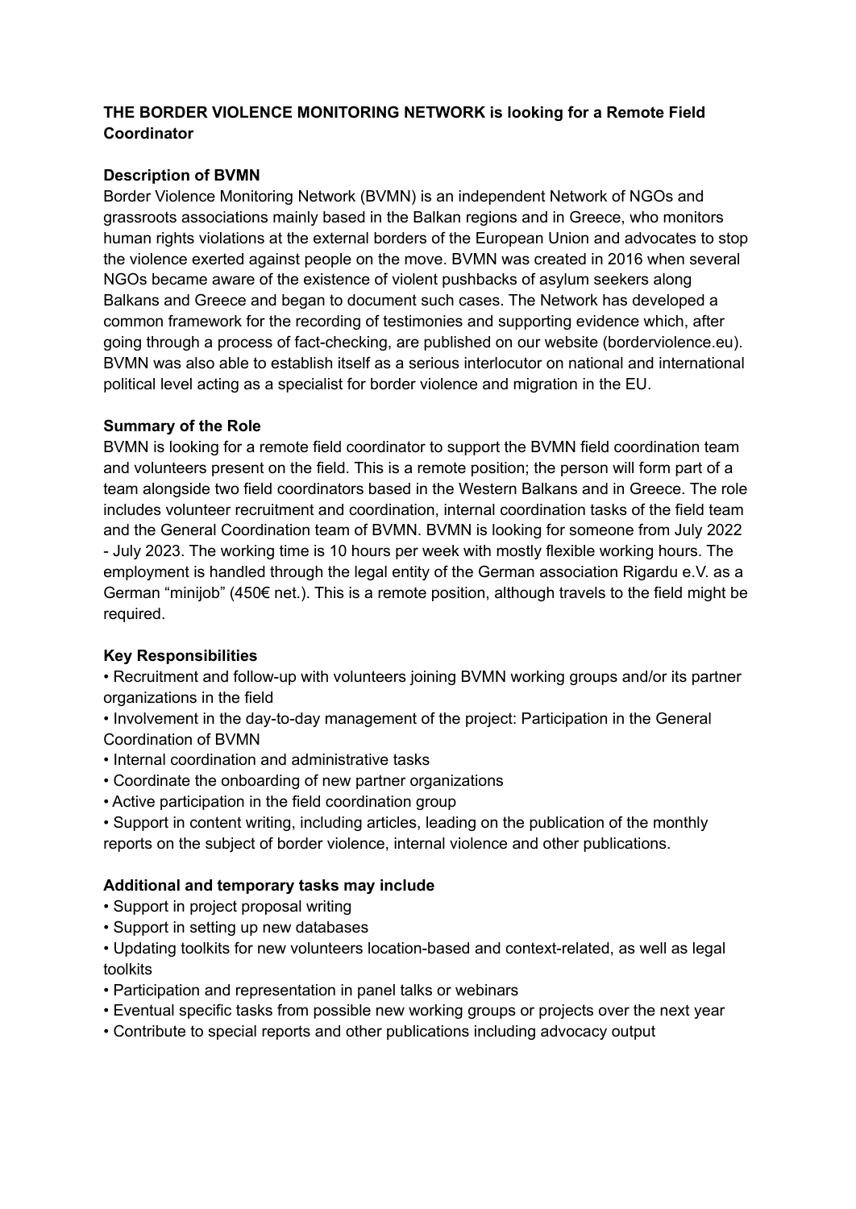**THE BORDER VIOLENCE MONITORING NETWORK is looking for a Remote Field Coordinator**

**Description of BVMN**

Border Violence Monitoring Network (BVMN) is an independent Network of NGOs and grassroots associations mainly based in the Balkan regions and in Greece, who monitors human rights violations at the external borders of the European Union and advocates to stop the violence exerted against people on the move. BVMN was created in 2016 when several NGOs became aware of the existence of violent pushbacks of asylum seekers along Balkans and Greece and began to document such cases. The Network has developed a common framework for the recording of testimonies and supporting evidence which, after going through a process of fact-checking, are published on our website (borderviolence.eu). BVMN was also able to establish itself as a serious interlocutor on national and international political level acting as a specialist for border violence and migration in the EU.

**Summary of the Role**

BVMN is looking for a remote field coordinator to support the BVMN field coordination team and volunteers present on the field. This is a remote position; the person will form part of a team alongside two field coordinators based in the Western Balkans and in Greece. The role includes volunteer recruitment and coordination, internal coordination tasks of the field team and the General Coordination team of BVMN. BVMN is looking for someone from July 2022 - July 2023. The working time is 10 hours per week with mostly flexible working hours. The employment is handled through the legal entity of the German association Rigardu e.V. as a German "minijob" (450€ net.). This is a remote position, although travels to the field might be required.

**Key Responsibilities**

- Recruitment and follow-up with volunteers joining BVMN working groups and/or its partner organizations in the field
- Involvement in the day-to-day management of the project: Participation in the General Coordination of BVMN
- Internal coordination and administrative tasks
- Coordinate the onboarding of new partner organizations
- Active participation in the field coordination group
- Support in content writing, including articles, leading on the publication of the monthly reports on the subject of border violence, internal violence and other publications.

**Additional and temporary tasks may include**

- Support in project proposal writing
- Support in setting up new databases
- Updating toolkits for new volunteers location-based and context-related, as well as legal toolkits
- Participation and representation in panel talks or webinars
- Eventual specific tasks from possible new working groups or projects over the next year
- Contribute to special reports and other publications including advocacy output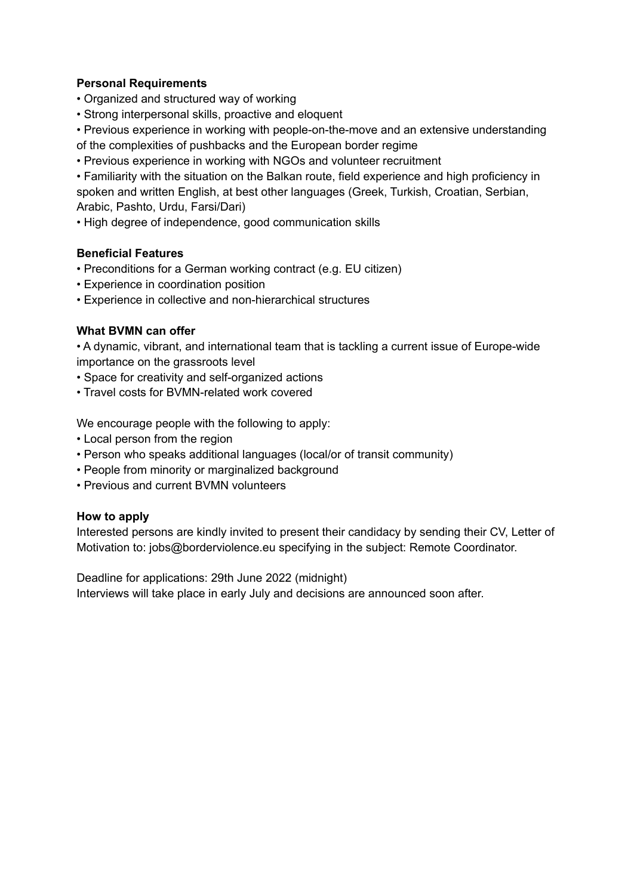**Personal Requirements**

- Organized and structured way of working
- Strong interpersonal skills, proactive and eloquent
- Previous experience in working with people-on-the-move and an extensive understanding of the complexities of pushbacks and the European border regime
- Previous experience in working with NGOs and volunteer recruitment
- Familiarity with the situation on the Balkan route, field experience and high proficiency in spoken and written English, at best other languages (Greek, Turkish, Croatian, Serbian, Arabic, Pashto, Urdu, Farsi/Dari)
- High degree of independence, good communication skills

**Beneficial Features**

- Preconditions for a German working contract (e.g. EU citizen)
- Experience in coordination position
- Experience in collective and non-hierarchical structures

**What BVMN can offer**

- A dynamic, vibrant, and international team that is tackling a current issue of Europe-wide importance on the grassroots level
- Space for creativity and self-organized actions
- Travel costs for BVMN-related work covered

We encourage people with the following to apply:

- Local person from the region
- Person who speaks additional languages (local/or of transit community)
- People from minority or marginalized background
- Previous and current BVMN volunteers

**How to apply**

Interested persons are kindly invited to present their candidacy by sending their CV, Letter of Motivation to: jobs@borderviolence.eu specifying in the subject: Remote Coordinator.

Deadline for applications: 29th June 2022 (midnight)
Interviews will take place in early July and decisions are announced soon after.